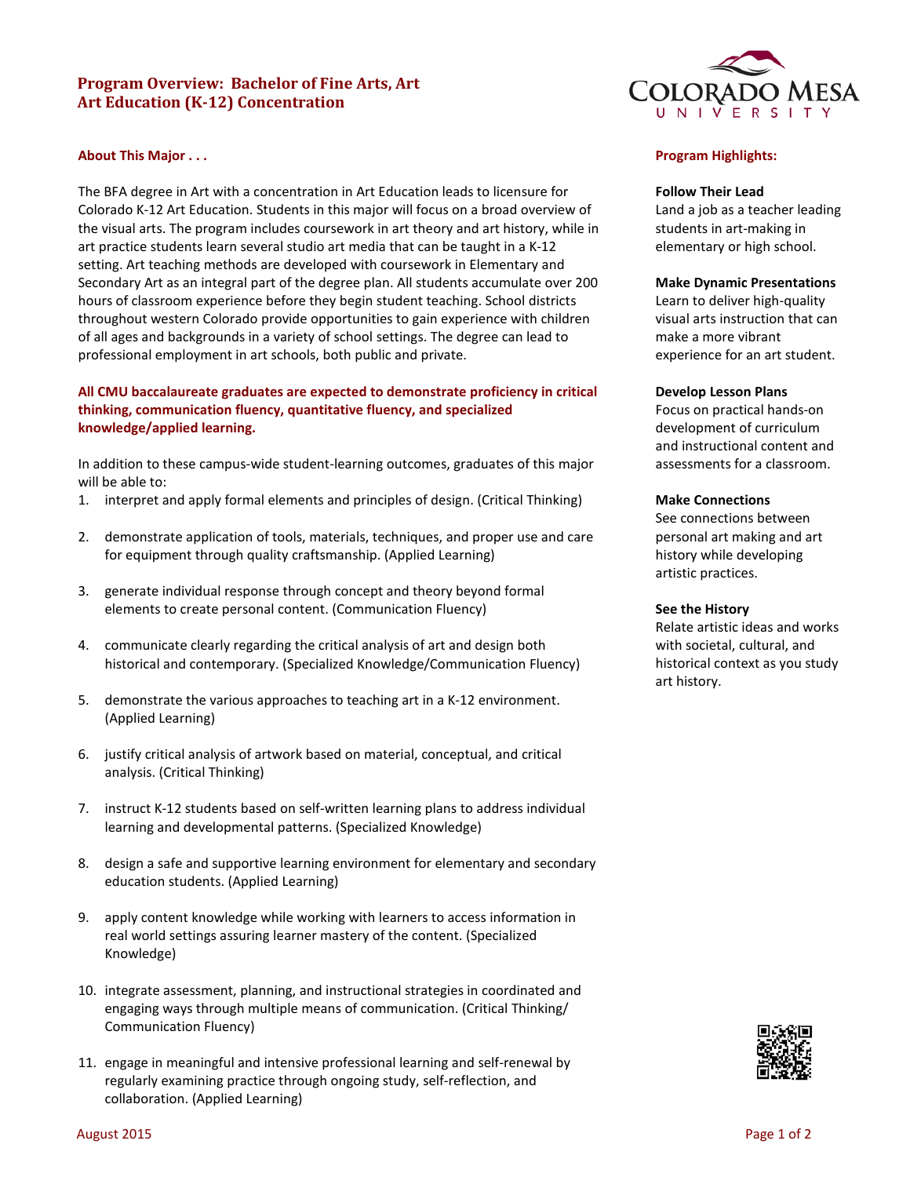# Program Overview: Bachelor of Fine Arts, Art
# Art Education (K-12) Concentration

## About This Major . . .

The BFA degree in Art with a concentration in Art Education leads to licensure for Colorado K-12 Art Education. Students in this major will focus on a broad overview of the visual arts. The program includes coursework in art theory and art history, while in art practice students learn several studio art media that can be taught in a K-12 setting. Art teaching methods are developed with coursework in Elementary and Secondary Art as an integral part of the degree plan. All students accumulate over 200 hours of classroom experience before they begin student teaching. School districts throughout western Colorado provide opportunities to gain experience with children of all ages and backgrounds in a variety of school settings. The degree can lead to professional employment in art schools, both public and private.

**All CMU baccalaureate graduates are expected to demonstrate proficiency in critical thinking, communication fluency, quantitative fluency, and specialized knowledge/applied learning.**

In addition to these campus-wide student-learning outcomes, graduates of this major will be able to:

1. interpret and apply formal elements and principles of design. (Critical Thinking)
2. demonstrate application of tools, materials, techniques, and proper use and care for equipment through quality craftsmanship. (Applied Learning)
3. generate individual response through concept and theory beyond formal elements to create personal content. (Communication Fluency)
4. communicate clearly regarding the critical analysis of art and design both historical and contemporary. (Specialized Knowledge/Communication Fluency)
5. demonstrate the various approaches to teaching art in a K-12 environment. (Applied Learning)
6. justify critical analysis of artwork based on material, conceptual, and critical analysis. (Critical Thinking)
7. instruct K-12 students based on self-written learning plans to address individual learning and developmental patterns. (Specialized Knowledge)
8. design a safe and supportive learning environment for elementary and secondary education students. (Applied Learning)
9. apply content knowledge while working with learners to access information in real world settings assuring learner mastery of the content. (Specialized Knowledge)
10. integrate assessment, planning, and instructional strategies in coordinated and engaging ways through multiple means of communication. (Critical Thinking/ Communication Fluency)
11. engage in meaningful and intensive professional learning and self-renewal by regularly examining practice through ongoing study, self-reflection, and collaboration. (Applied Learning)

## Program Highlights:

**Follow Their Lead**
Land a job as a teacher leading students in art-making in elementary or high school.

**Make Dynamic Presentations**
Learn to deliver high-quality visual arts instruction that can make a more vibrant experience for an art student.

**Develop Lesson Plans**
Focus on practical hands-on development of curriculum and instructional content and assessments for a classroom.

**Make Connections**
See connections between personal art making and art history while developing artistic practices.

**See the History**
Relate artistic ideas and works with societal, cultural, and historical context as you study art history.

August 2015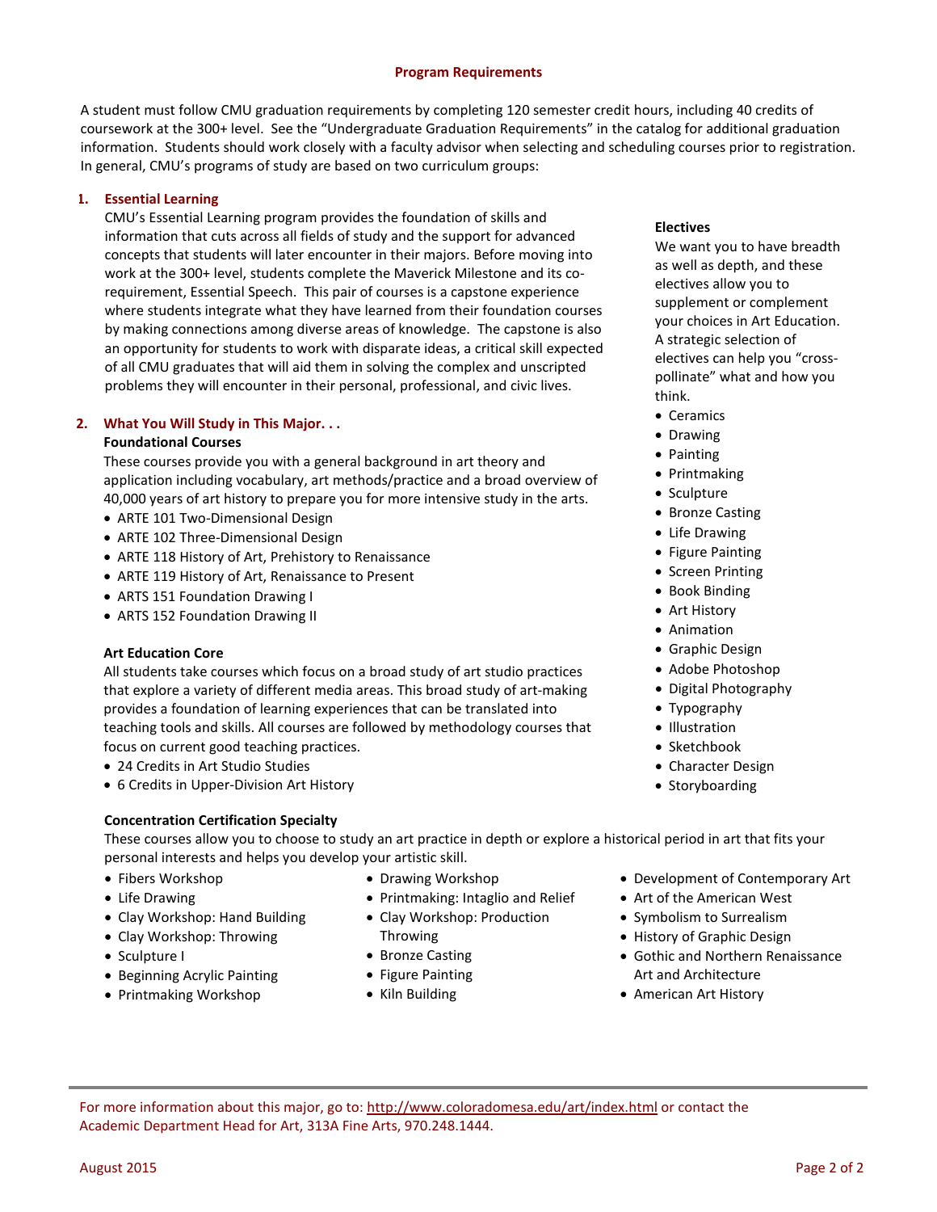# Program Requirements

A student must follow CMU graduation requirements by completing 120 semester credit hours, including 40 credits of coursework at the 300+ level. See the "Undergraduate Graduation Requirements" in the catalog for additional graduation information. Students should work closely with a faculty advisor when selecting and scheduling courses prior to registration. In general, CMU's programs of study are based on two curriculum groups:

## 1. Essential Learning

CMU's Essential Learning program provides the foundation of skills and information that cuts across all fields of study and the support for advanced concepts that students will later encounter in their majors. Before moving into work at the 300+ level, students complete the Maverick Milestone and its co-requirement, Essential Speech. This pair of courses is a capstone experience where students integrate what they have learned from their foundation courses by making connections among diverse areas of knowledge. The capstone is also an opportunity for students to work with disparate ideas, a critical skill expected of all CMU graduates that will aid them in solving the complex and unscripted problems they will encounter in their personal, professional, and civic lives.

## 2. What You Will Study in This Major. . .

### Foundational Courses

These courses provide you with a general background in art theory and application including vocabulary, art methods/practice and a broad overview of 40,000 years of art history to prepare you for more intensive study in the arts.

- ARTE 101 Two-Dimensional Design
- ARTE 102 Three-Dimensional Design
- ARTE 118 History of Art, Prehistory to Renaissance
- ARTE 119 History of Art, Renaissance to Present
- ARTS 151 Foundation Drawing I
- ARTS 152 Foundation Drawing II

### Art Education Core

All students take courses which focus on a broad study of art studio practices that explore a variety of different media areas. This broad study of art-making provides a foundation of learning experiences that can be translated into teaching tools and skills. All courses are followed by methodology courses that focus on current good teaching practices.

- 24 Credits in Art Studio Studies
- 6 Credits in Upper-Division Art History

### Concentration Certification Specialty

These courses allow you to choose to study an art practice in depth or explore a historical period in art that fits your personal interests and helps you develop your artistic skill.

- Fibers Workshop
- Life Drawing
- Clay Workshop: Hand Building
- Clay Workshop: Throwing
- Sculpture I
- Beginning Acrylic Painting
- Printmaking Workshop
- Drawing Workshop
- Printmaking: Intaglio and Relief
- Clay Workshop: Production Throwing
- Bronze Casting
- Figure Painting
- Kiln Building
- Development of Contemporary Art
- Art of the American West
- Symbolism to Surrealism
- History of Graphic Design
- Gothic and Northern Renaissance Art and Architecture
- American Art History

### Electives

We want you to have breadth as well as depth, and these electives allow you to supplement or complement your choices in Art Education. A strategic selection of electives can help you "cross-pollinate" what and how you think.

- Ceramics
- Drawing
- Painting
- Printmaking
- Sculpture
- Bronze Casting
- Life Drawing
- Figure Painting
- Screen Printing
- Book Binding
- Art History
- Animation
- Graphic Design
- Adobe Photoshop
- Digital Photography
- Typography
- Illustration
- Sketchbook
- Character Design
- Storyboarding

For more information about this major, go to: http://www.coloradomesa.edu/art/index.html or contact the Academic Department Head for Art, 313A Fine Arts, 970.248.1444.

August 2015